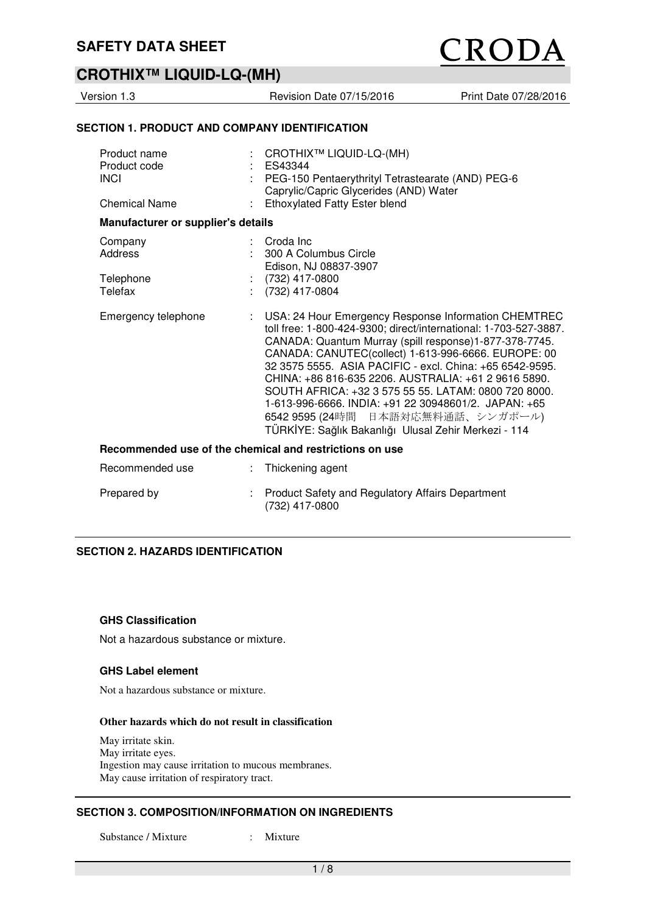# SAFETY DATA SHEET

## CROTHIX™ LIQUID-LQ-(MH)

Version 1.3 | Revision Date 07/15/2016 | Print Date 07/28/2016

### SECTION 1. PRODUCT AND COMPANY IDENTIFICATION

| | | |
|---|---|---|
| Product name | : | CROTHIX™ LIQUID-LQ-(MH) |
| Product code | : | ES43344 |
| INCI | : | PEG-150 Pentaerythrityl Tetrastearate (AND) PEG-6 Caprylic/Capric Glycerides (AND) Water |
| Chemical Name | : | Ethoxylated Fatty Ester blend |

**Manufacturer or supplier's details**

| | | |
|---|---|---|
| Company | : | Croda Inc |
| Address | : | 300 A Columbus Circle<br>Edison, NJ 08837-3907 |
| Telephone | : | (732) 417-0800 |
| Telefax | : | (732) 417-0804 |
| Emergency telephone | : | USA: 24 Hour Emergency Response Information CHEMTREC toll free: 1-800-424-9300; direct/international: 1-703-527-3887. CANADA: Quantum Murray (spill response)1-877-378-7745. CANADA: CANUTEC(collect) 1-613-996-6666. EUROPE: 00 32 3575 5555. ASIA PACIFIC - excl. China: +65 6542-9595. CHINA: +86 816-635 2206. AUSTRALIA: +61 2 9616 5890. SOUTH AFRICA: +32 3 575 55 55. LATAM: 0800 720 8000. 1-613-996-6666. INDIA: +91 22 30948601/2. JAPAN: +65 6542 9595 (24時間　日本語対応無料通話、シンガポール) TÜRKİYE: Sağlık Bakanlığı Ulusal Zehir Merkezi - 114 |

**Recommended use of the chemical and restrictions on use**

| | | |
|---|---|---|
| Recommended use | : | Thickening agent |
| Prepared by | : | Product Safety and Regulatory Affairs Department<br>(732) 417-0800 |

### SECTION 2. HAZARDS IDENTIFICATION

**GHS Classification**

Not a hazardous substance or mixture.

**GHS Label element**

Not a hazardous substance or mixture.

**Other hazards which do not result in classification**

May irritate skin.
May irritate eyes.
Ingestion may cause irritation to mucous membranes.
May cause irritation of respiratory tract.

### SECTION 3. COMPOSITION/INFORMATION ON INGREDIENTS

Substance / Mixture : Mixture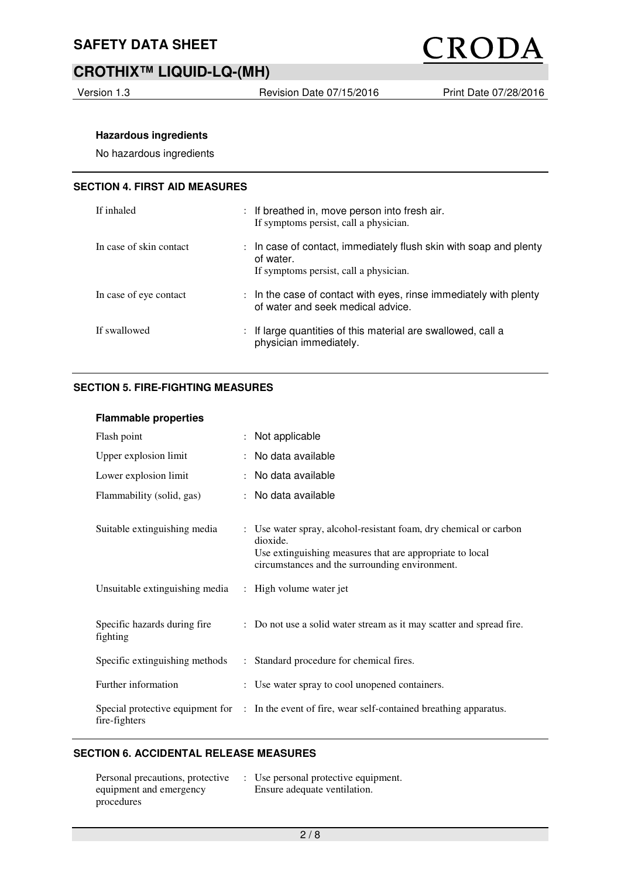### Hazardous ingredients

No hazardous ingredients

## SECTION 4. FIRST AID MEASURES

| | |
|---|---|
| If inhaled | If breathed in, move person into fresh air.<br>If symptoms persist, call a physician. |
| In case of skin contact | In case of contact, immediately flush skin with soap and plenty of water.<br>If symptoms persist, call a physician. |
| In case of eye contact | In the case of contact with eyes, rinse immediately with plenty of water and seek medical advice. |
| If swallowed | If large quantities of this material are swallowed, call a physician immediately. |

## SECTION 5. FIRE-FIGHTING MEASURES

### Flammable properties

| | |
|---|---|
| Flash point | Not applicable |
| Upper explosion limit | No data available |
| Lower explosion limit | No data available |
| Flammability (solid, gas) | No data available |
| Suitable extinguishing media | Use water spray, alcohol-resistant foam, dry chemical or carbon dioxide.<br>Use extinguishing measures that are appropriate to local circumstances and the surrounding environment. |
| Unsuitable extinguishing media | High volume water jet |
| Specific hazards during fire fighting | Do not use a solid water stream as it may scatter and spread fire. |
| Specific extinguishing methods | Standard procedure for chemical fires. |
| Further information | Use water spray to cool unopened containers. |
| Special protective equipment for fire-fighters | In the event of fire, wear self-contained breathing apparatus. |

## SECTION 6. ACCIDENTAL RELEASE MEASURES

| | |
|---|---|
| Personal precautions, protective equipment and emergency procedures | Use personal protective equipment.<br>Ensure adequate ventilation. |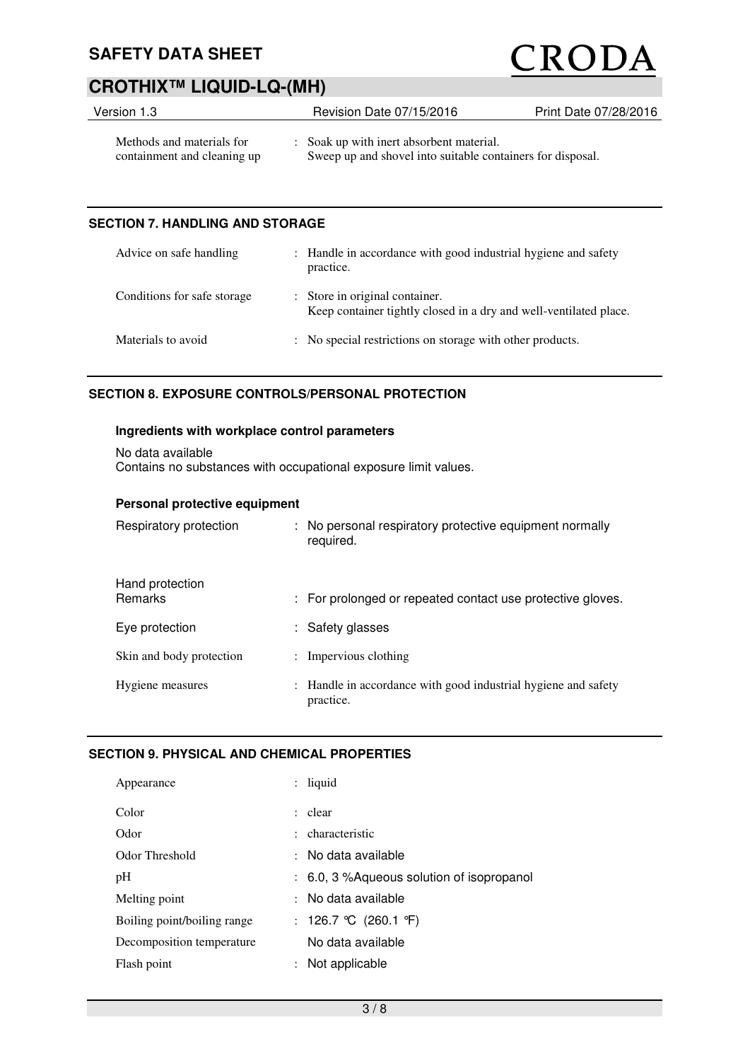| | | |
|---|---|---|
| Methods and materials for containment and cleaning up | : | Soak up with inert absorbent material. Sweep up and shovel into suitable containers for disposal. |

## SECTION 7. HANDLING AND STORAGE

| | | |
|---|---|---|
| Advice on safe handling | : | Handle in accordance with good industrial hygiene and safety practice. |
| Conditions for safe storage | : | Store in original container. Keep container tightly closed in a dry and well-ventilated place. |
| Materials to avoid | : | No special restrictions on storage with other products. |

## SECTION 8. EXPOSURE CONTROLS/PERSONAL PROTECTION

### Ingredients with workplace control parameters

No data available
Contains no substances with occupational exposure limit values.

### Personal protective equipment

| | | |
|---|---|---|
| Respiratory protection | : | No personal respiratory protective equipment normally required. |
| Hand protection Remarks | : | For prolonged or repeated contact use protective gloves. |
| Eye protection | : | Safety glasses |
| Skin and body protection | : | Impervious clothing |
| Hygiene measures | : | Handle in accordance with good industrial hygiene and safety practice. |

## SECTION 9. PHYSICAL AND CHEMICAL PROPERTIES

| | | |
|---|---|---|
| Appearance | : | liquid |
| Color | : | clear |
| Odor | : | characteristic |
| Odor Threshold | : | No data available |
| pH | : | 6.0, 3 %Aqueous solution of isopropanol |
| Melting point | : | No data available |
| Boiling point/boiling range | : | 126.7 °C (260.1 °F) |
| Decomposition temperature | | No data available |
| Flash point | : | Not applicable |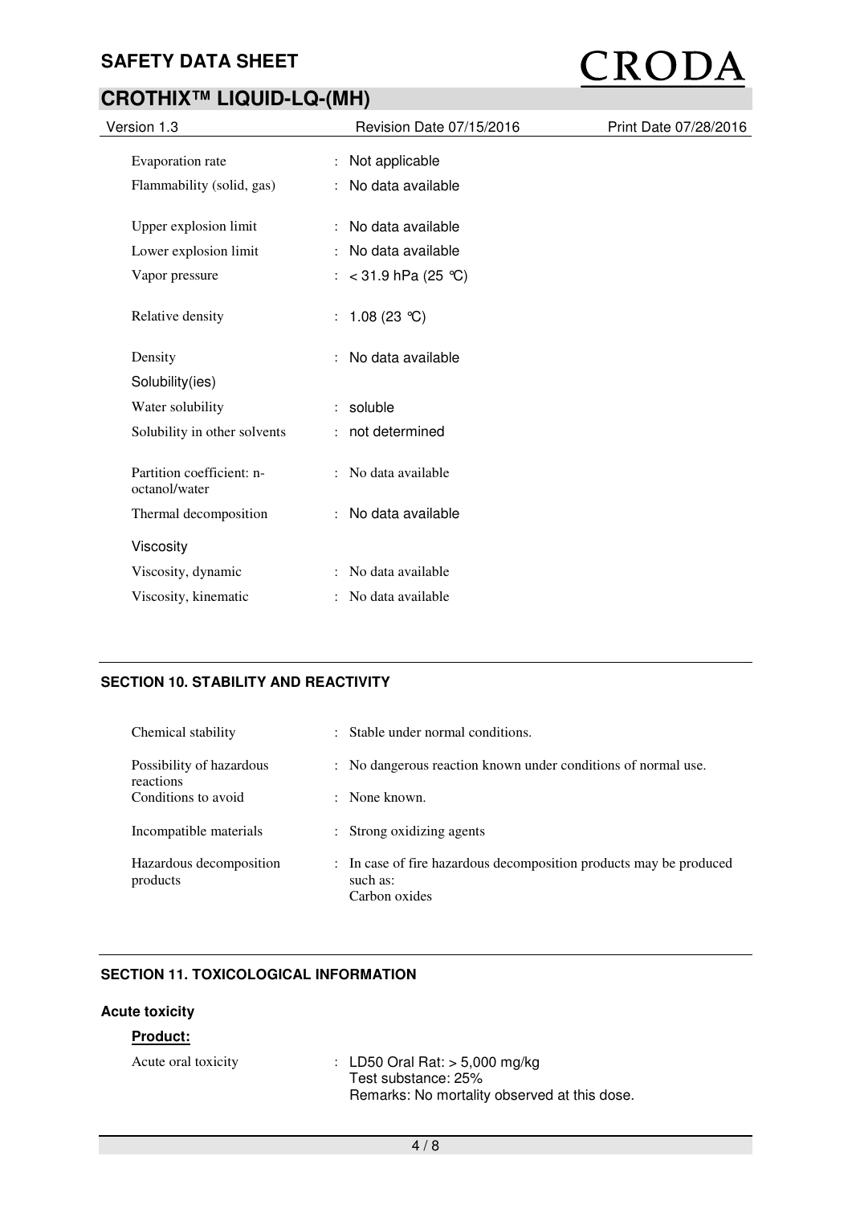| | |
|---|---|
| Evaporation rate | : Not applicable |
| Flammability (solid, gas) | : No data available |
| Upper explosion limit | : No data available |
| Lower explosion limit | : No data available |
| Vapor pressure | : < 31.9 hPa (25 °C) |
| Relative density | : 1.08 (23 °C) |
| Density | : No data available |

Solubility(ies)

| | |
|---|---|
| Water solubility | : soluble |
| Solubility in other solvents | : not determined |
| Partition coefficient: n-octanol/water | : No data available |
| Thermal decomposition | : No data available |

Viscosity

| | |
|---|---|
| Viscosity, dynamic | : No data available |
| Viscosity, kinematic | : No data available |

## SECTION 10. STABILITY AND REACTIVITY

| | |
|---|---|
| Chemical stability | : Stable under normal conditions. |
| Possibility of hazardous reactions | : No dangerous reaction known under conditions of normal use. |
| Conditions to avoid | : None known. |
| Incompatible materials | : Strong oxidizing agents |
| Hazardous decomposition products | : In case of fire hazardous decomposition products may be produced such as: Carbon oxides |

## SECTION 11. TOXICOLOGICAL INFORMATION

### Acute toxicity

**Product:**

Acute oral toxicity : LD50 Oral Rat: > 5,000 mg/kg
Test substance: 25%
Remarks: No mortality observed at this dose.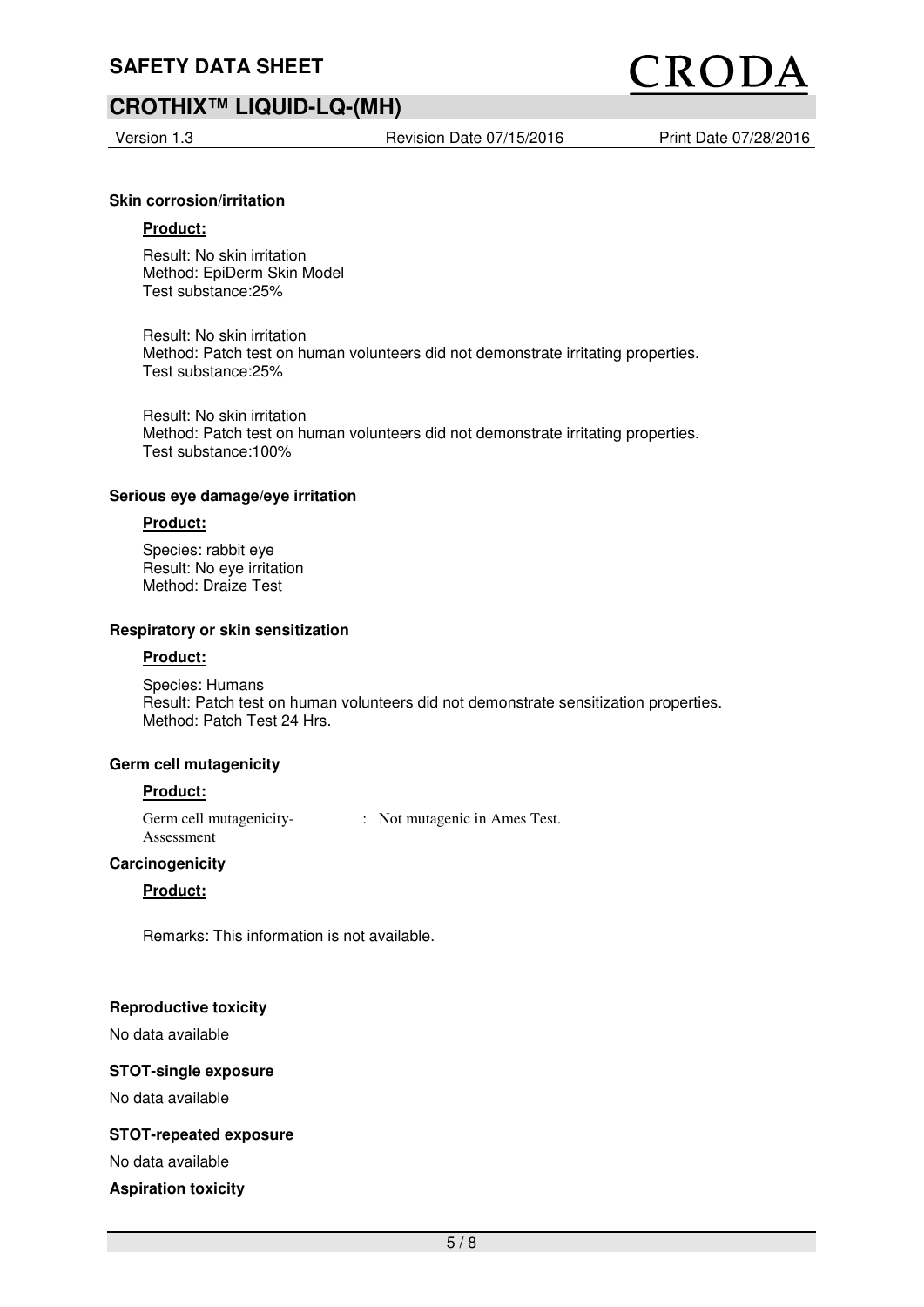**Skin corrosion/irritation**

**Product:**

Result: No skin irritation
Method: EpiDerm Skin Model
Test substance:25%

Result: No skin irritation
Method: Patch test on human volunteers did not demonstrate irritating properties.
Test substance:25%

Result: No skin irritation
Method: Patch test on human volunteers did not demonstrate irritating properties.
Test substance:100%

**Serious eye damage/eye irritation**

**Product:**

Species: rabbit eye
Result: No eye irritation
Method: Draize Test

**Respiratory or skin sensitization**

**Product:**

Species: Humans
Result: Patch test on human volunteers did not demonstrate sensitization properties.
Method: Patch Test 24 Hrs.

**Germ cell mutagenicity**

**Product:**

Germ cell mutagenicity-Assessment : Not mutagenic in Ames Test.

**Carcinogenicity**

**Product:**

Remarks: This information is not available.

**Reproductive toxicity**

No data available

**STOT-single exposure**

No data available

**STOT-repeated exposure**

No data available

**Aspiration toxicity**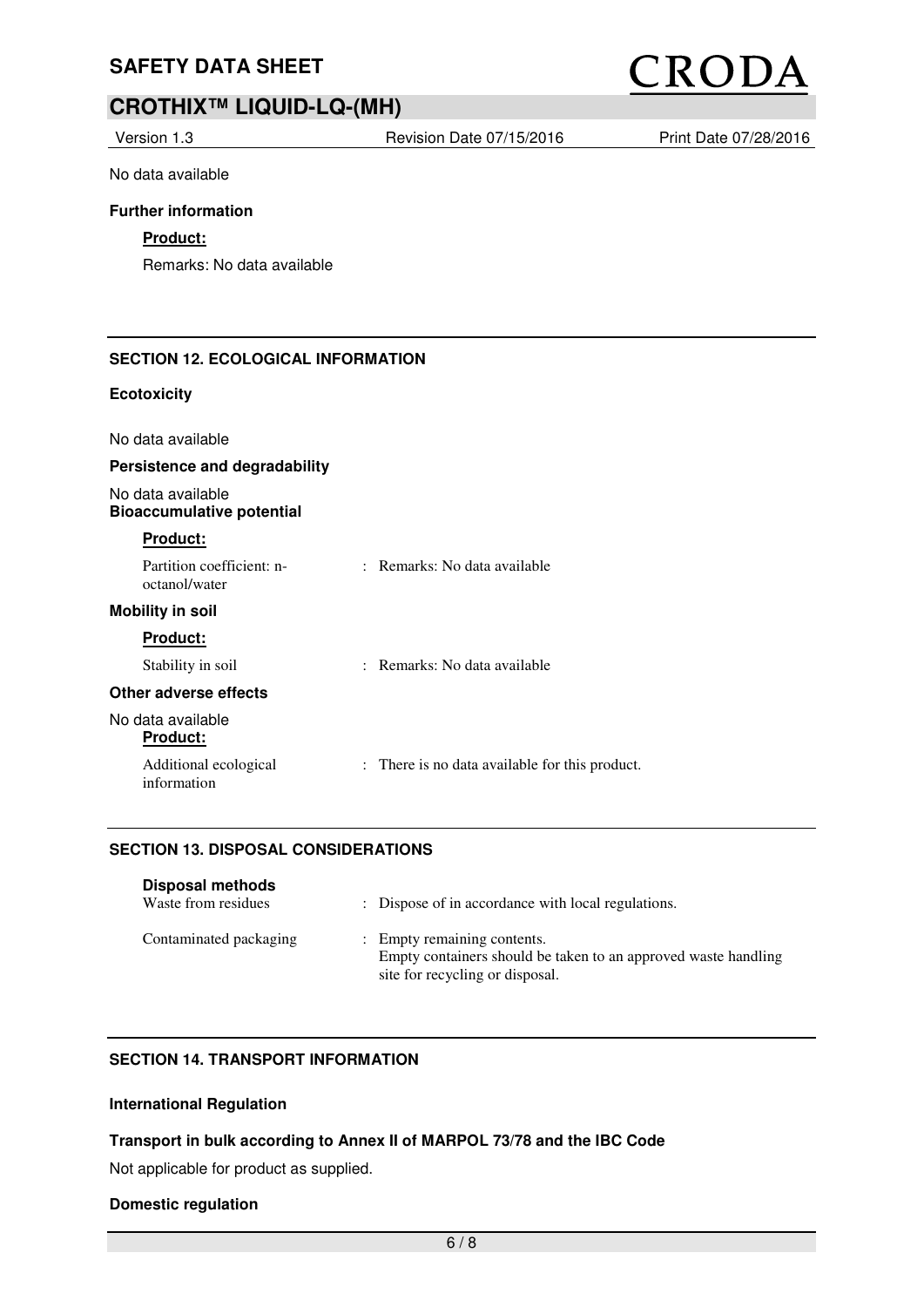No data available

**Further information**

**Product:**

Remarks: No data available

## SECTION 12. ECOLOGICAL INFORMATION

**Ecotoxicity**

No data available

**Persistence and degradability**

No data available

**Bioaccumulative potential**

**Product:**

Partition coefficient: n-octanol/water : Remarks: No data available

**Mobility in soil**

**Product:**

Stability in soil : Remarks: No data available

**Other adverse effects**

No data available

**Product:**

Additional ecological information : There is no data available for this product.

## SECTION 13. DISPOSAL CONSIDERATIONS

**Disposal methods**

Waste from residues : Dispose of in accordance with local regulations.

Contaminated packaging : Empty remaining contents.
Empty containers should be taken to an approved waste handling site for recycling or disposal.

## SECTION 14. TRANSPORT INFORMATION

**International Regulation**

**Transport in bulk according to Annex II of MARPOL 73/78 and the IBC Code**

Not applicable for product as supplied.

**Domestic regulation**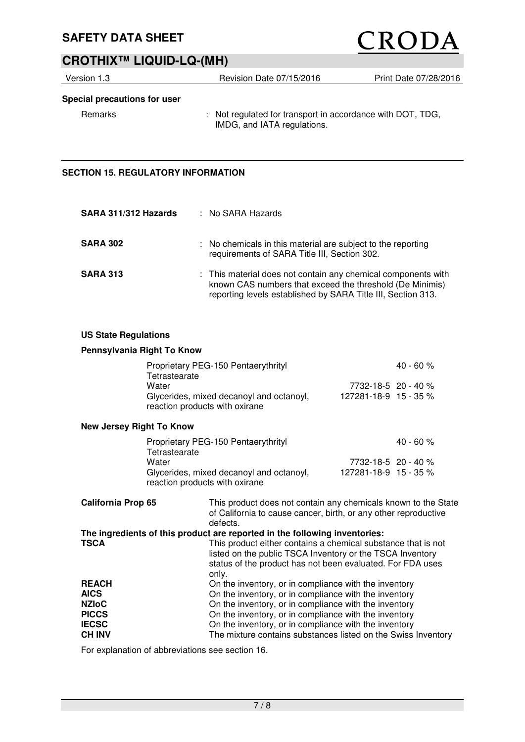**Special precautions for user**

Remarks : Not regulated for transport in accordance with DOT, TDG, IMDG, and IATA regulations.

## SECTION 15. REGULATORY INFORMATION

**SARA 311/312 Hazards** : No SARA Hazards

**SARA 302** : No chemicals in this material are subject to the reporting requirements of SARA Title III, Section 302.

**SARA 313** : This material does not contain any chemical components with known CAS numbers that exceed the threshold (De Minimis) reporting levels established by SARA Title III, Section 313.

**US State Regulations**

**Pennsylvania Right To Know**

| Component | CAS | Concentration |
|---|---|---|
| Proprietary PEG-150 Pentaerythrityl Tetrastearate | | 40 - 60 % |
| Water | 7732-18-5 | 20 - 40 % |
| Glycerides, mixed decanoyl and octanoyl, reaction products with oxirane | 127281-18-9 | 15 - 35 % |

**New Jersey Right To Know**

| Component | CAS | Concentration |
|---|---|---|
| Proprietary PEG-150 Pentaerythrityl Tetrastearate | | 40 - 60 % |
| Water | 7732-18-5 | 20 - 40 % |
| Glycerides, mixed decanoyl and octanoyl, reaction products with oxirane | 127281-18-9 | 15 - 35 % |

**California Prop 65** This product does not contain any chemicals known to the State of California to cause cancer, birth, or any other reproductive defects.

**The ingredients of this product are reported in the following inventories:**

**TSCA** This product either contains a chemical substance that is not listed on the public TSCA Inventory or the TSCA Inventory status of the product has not been evaluated. For FDA uses only.

**REACH** On the inventory, or in compliance with the inventory

**AICS** On the inventory, or in compliance with the inventory

**NZIoC** On the inventory, or in compliance with the inventory

**PICCS** On the inventory, or in compliance with the inventory

**IECSC** On the inventory, or in compliance with the inventory

**CH INV** The mixture contains substances listed on the Swiss Inventory

For explanation of abbreviations see section 16.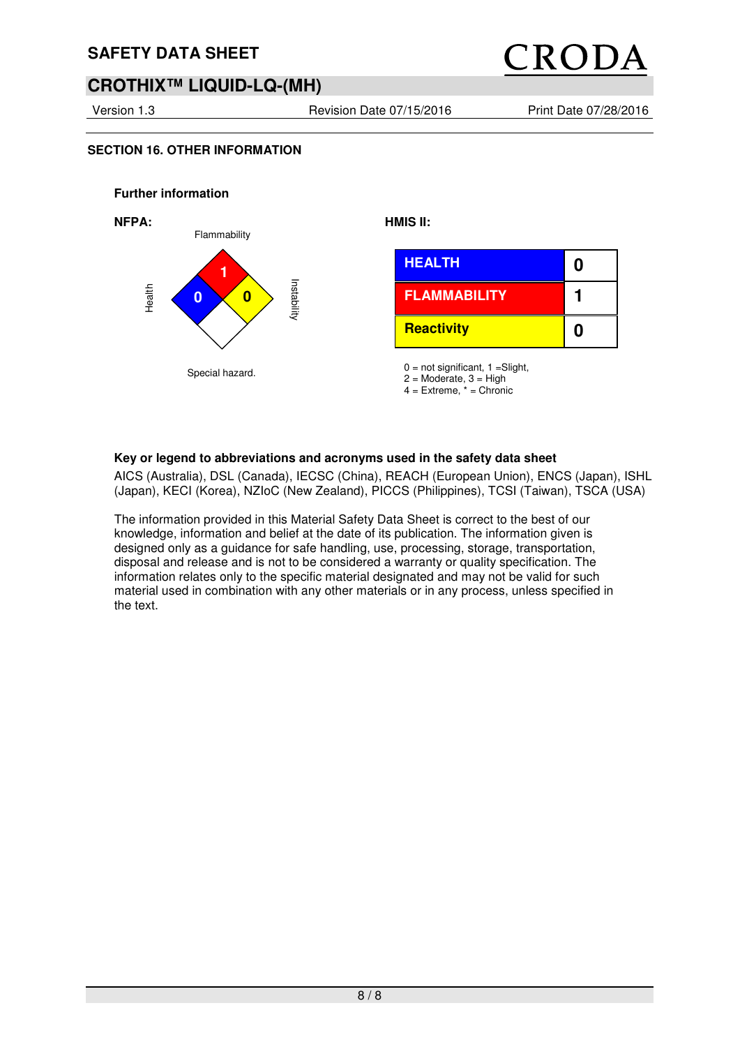## SECTION 16. OTHER INFORMATION

### Further information

**NFPA:**

Flammability

1

Health 0

Instability 0

Special hazard.

**HMIS II:**

| | |
|---|---|
| HEALTH | 0 |
| FLAMMABILITY | 1 |
| Reactivity | 0 |

0 = not significant, 1 =Slight,
2 = Moderate, 3 = High
4 = Extreme, * = Chronic

### Key or legend to abbreviations and acronyms used in the safety data sheet

AICS (Australia), DSL (Canada), IECSC (China), REACH (European Union), ENCS (Japan), ISHL (Japan), KECI (Korea), NZIoC (New Zealand), PICCS (Philippines), TCSI (Taiwan), TSCA (USA)

The information provided in this Material Safety Data Sheet is correct to the best of our knowledge, information and belief at the date of its publication. The information given is designed only as a guidance for safe handling, use, processing, storage, transportation, disposal and release and is not to be considered a warranty or quality specification. The information relates only to the specific material designated and may not be valid for such material used in combination with any other materials or in any process, unless specified in the text.